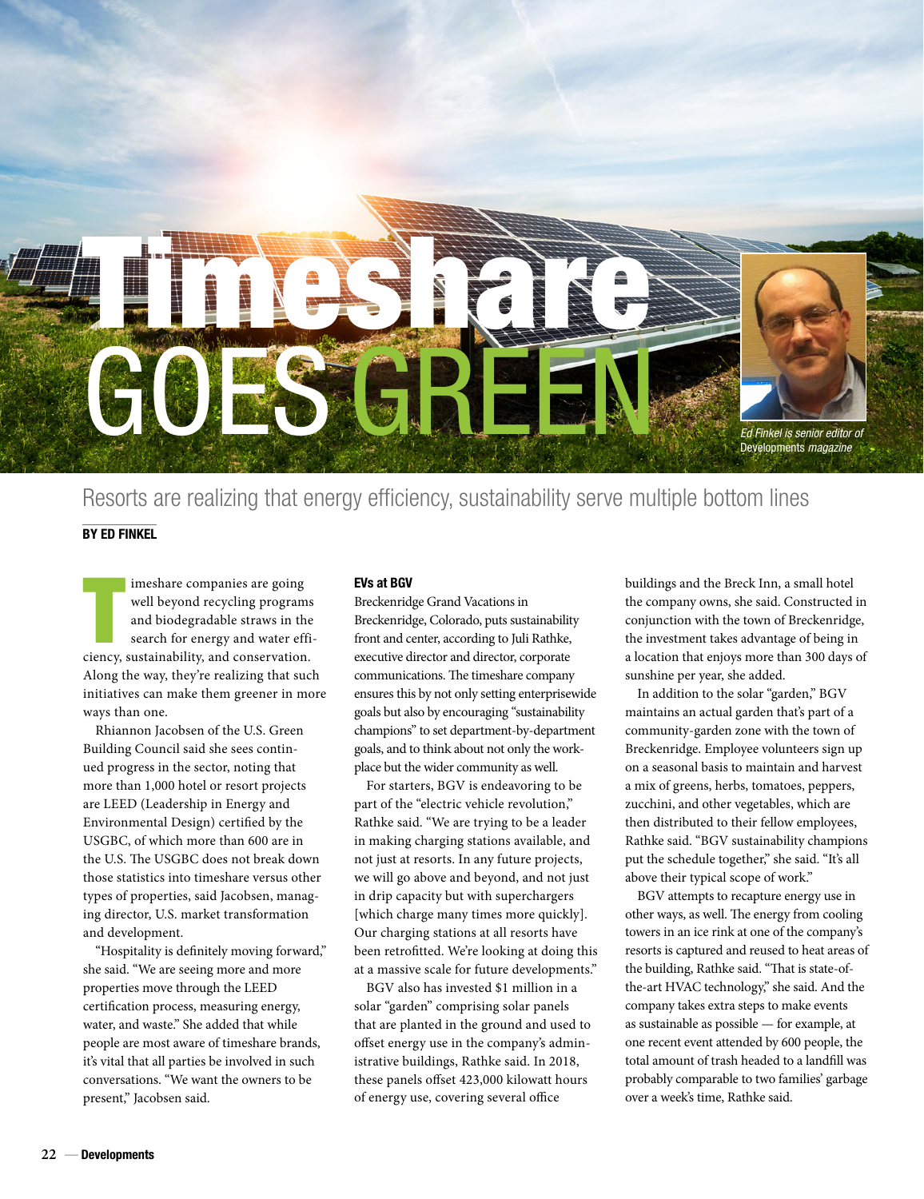# Timeshare GOES GREEN

Ed Finkel is senior editor of *Developments* magazine

## Resorts are realizing that energy efficiency, sustainability serve multiple bottom lines

**BY ED FINKEL**

Timeshare companies are going well beyond recycling programs and biodegradable straws in the search for energy and water efficiency, sustainability, and conservation. Along the way, they're realizing that such initiatives can make them greener in more ways than one.

Rhiannon Jacobsen of the U.S. Green Building Council said she sees continued progress in the sector, noting that more than 1,000 hotel or resort projects are LEED (Leadership in Energy and Environmental Design) certified by the USGBC, of which more than 600 are in the U.S. The USGBC does not break down those statistics into timeshare versus other types of properties, said Jacobsen, managing director, U.S. market transformation and development.

"Hospitality is definitely moving forward," she said. "We are seeing more and more properties move through the LEED certification process, measuring energy, water, and waste." She added that while people are most aware of timeshare brands, it's vital that all parties be involved in such conversations. "We want the owners to be present," Jacobsen said.

### EVs at BGV

Breckenridge Grand Vacations in Breckenridge, Colorado, puts sustainability front and center, according to Juli Rathke, executive director and director, corporate communications. The timeshare company ensures this by not only setting enterprisewide goals but also by encouraging "sustainability champions" to set department-by-department goals, and to think about not only the workplace but the wider community as well.

For starters, BGV is endeavoring to be part of the "electric vehicle revolution," Rathke said. "We are trying to be a leader in making charging stations available, and not just at resorts. In any future projects, we will go above and beyond, and not just in drip capacity but with superchargers [which charge many times more quickly]. Our charging stations at all resorts have been retrofitted. We're looking at doing this at a massive scale for future developments."

BGV also has invested $1 million in a solar "garden" comprising solar panels that are planted in the ground and used to offset energy use in the company's administrative buildings, Rathke said. In 2018, these panels offset 423,000 kilowatt hours of energy use, covering several office buildings and the Breck Inn, a small hotel the company owns, she said. Constructed in conjunction with the town of Breckenridge, the investment takes advantage of being in a location that enjoys more than 300 days of sunshine per year, she added.

In addition to the solar "garden," BGV maintains an actual garden that's part of a community-garden zone with the town of Breckenridge. Employee volunteers sign up on a seasonal basis to maintain and harvest a mix of greens, herbs, tomatoes, peppers, zucchini, and other vegetables, which are then distributed to their fellow employees, Rathke said. "BGV sustainability champions put the schedule together," she said. "It's all above their typical scope of work."

BGV attempts to recapture energy use in other ways, as well. The energy from cooling towers in an ice rink at one of the company's resorts is captured and reused to heat areas of the building, Rathke said. "That is state-of-the-art HVAC technology," she said. And the company takes extra steps to make events as sustainable as possible — for example, at one recent event attended by 600 people, the total amount of trash headed to a landfill was probably comparable to two families' garbage over a week's time, Rathke said.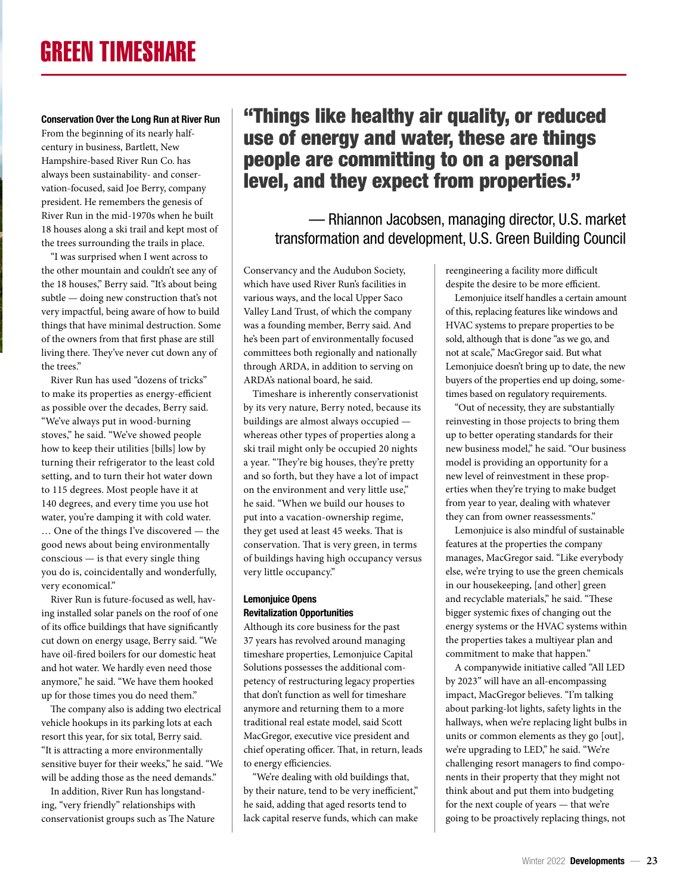**Conservation Over the Long Run at River Run**

From the beginning of its nearly half-century in business, Bartlett, New Hampshire-based River Run Co. has always been sustainability- and conservation-focused, said Joe Berry, company president. He remembers the genesis of River Run in the mid-1970s when he built 18 houses along a ski trail and kept most of the trees surrounding the trails in place.

"I was surprised when I went across to the other mountain and couldn't see any of the 18 houses," Berry said. "It's about being subtle — doing new construction that's not very impactful, being aware of how to build things that have minimal destruction. Some of the owners from that first phase are still living there. They've never cut down any of the trees."

River Run has used "dozens of tricks" to make its properties as energy-efficient as possible over the decades, Berry said. "We've always put in wood-burning stoves," he said. "We've showed people how to keep their utilities [bills] low by turning their refrigerator to the least cold setting, and to turn their hot water down to 115 degrees. Most people have it at 140 degrees, and every time you use hot water, you're damping it with cold water. … One of the things I've discovered — the good news about being environmentally conscious — is that every single thing you do is, coincidentally and wonderfully, very economical."

River Run is future-focused as well, having installed solar panels on the roof of one of its office buildings that have significantly cut down on energy usage, Berry said. "We have oil-fired boilers for our domestic heat and hot water. We hardly even need those anymore," he said. "We have them hooked up for those times you do need them."

The company also is adding two electrical vehicle hookups in its parking lots at each resort this year, for six total, Berry said. "It is attracting a more environmentally sensitive buyer for their weeks," he said. "We will be adding those as the need demands."

In addition, River Run has longstanding, "very friendly" relationships with conservationist groups such as The Nature Conservancy and the Audubon Society, which have used River Run's facilities in various ways, and the local Upper Saco Valley Land Trust, of which the company was a founding member, Berry said. And he's been part of environmentally focused committees both regionally and nationally through ARDA, in addition to serving on ARDA's national board, he said.

> **"Things like healthy air quality, or reduced use of energy and water, these are things people are committing to on a personal level, and they expect from properties."**
>
> — Rhiannon Jacobsen, managing director, U.S. market transformation and development, U.S. Green Building Council

Timeshare is inherently conservationist by its very nature, Berry noted, because its buildings are almost always occupied — whereas other types of properties along a ski trail might only be occupied 20 nights a year. "They're big houses, they're pretty and so forth, but they have a lot of impact on the environment and very little use," he said. "When we build our houses to put into a vacation-ownership regime, they get used at least 45 weeks. That is conservation. That is very green, in terms of buildings having high occupancy versus very little occupancy."

**Lemonjuice Opens Revitalization Opportunities**

Although its core business for the past 37 years has revolved around managing timeshare properties, Lemonjuice Capital Solutions possesses the additional competency of restructuring legacy properties that don't function as well for timeshare anymore and returning them to a more traditional real estate model, said Scott MacGregor, executive vice president and chief operating officer. That, in return, leads to energy efficiencies.

"We're dealing with old buildings that, by their nature, tend to be very inefficient," he said, adding that aged resorts tend to lack capital reserve funds, which can make reengineering a facility more difficult despite the desire to be more efficient.

Lemonjuice itself handles a certain amount of this, replacing features like windows and HVAC systems to prepare properties to be sold, although that is done "as we go, and not at scale," MacGregor said. But what Lemonjuice doesn't bring up to date, the new buyers of the properties end up doing, sometimes based on regulatory requirements.

"Out of necessity, they are substantially reinvesting in those projects to bring them up to better operating standards for their new business model," he said. "Our business model is providing an opportunity for a new level of reinvestment in these properties when they're trying to make budget from year to year, dealing with whatever they can from owner reassessments."

Lemonjuice is also mindful of sustainable features at the properties the company manages, MacGregor said. "Like everybody else, we're trying to use the green chemicals in our housekeeping, [and other] green and recyclable materials," he said. "These bigger systemic fixes of changing out the energy systems or the HVAC systems within the properties takes a multiyear plan and commitment to make that happen."

A companywide initiative called "All LED by 2023" will have an all-encompassing impact, MacGregor believes. "I'm talking about parking-lot lights, safety lights in the hallways, when we're replacing light bulbs in units or common elements as they go [out], we're upgrading to LED," he said. "We're challenging resort managers to find components in their property that they might not think about and put them into budgeting for the next couple of years — that we're going to be proactively replacing things, not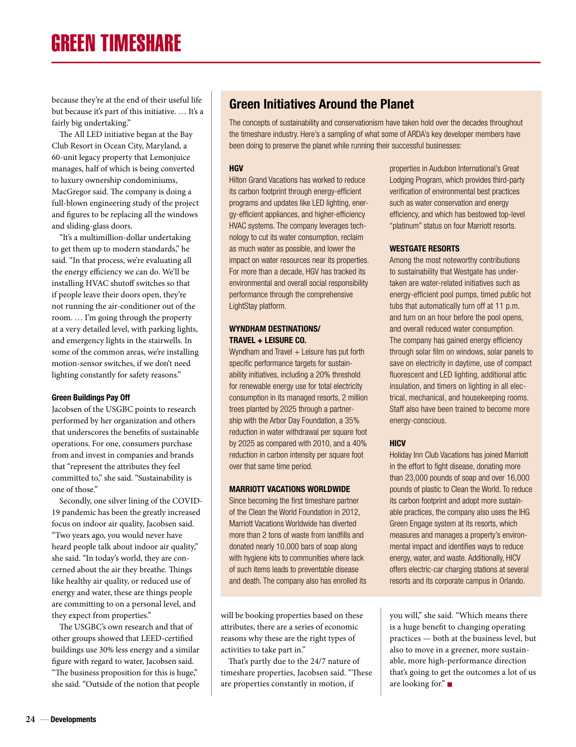because they're at the end of their useful life but because it's part of this initiative. … It's a fairly big undertaking."

The All LED initiative began at the Bay Club Resort in Ocean City, Maryland, a 60-unit legacy property that Lemonjuice manages, half of which is being converted to luxury ownership condominiums, MacGregor said. The company is doing a full-blown engineering study of the project and figures to be replacing all the windows and sliding-glass doors.

"It's a multimillion-dollar undertaking to get them up to modern standards," he said. "In that process, we're evaluating all the energy efficiency we can do. We'll be installing HVAC shutoff switches so that if people leave their doors open, they're not running the air-conditioner out of the room. … I'm going through the property at a very detailed level, with parking lights, and emergency lights in the stairwells. In some of the common areas, we're installing motion-sensor switches, if we don't need lighting constantly for safety reasons."

### Green Buildings Pay Off

Jacobsen of the USGBC points to research performed by her organization and others that underscores the benefits of sustainable operations. For one, consumers purchase from and invest in companies and brands that "represent the attributes they feel committed to," she said. "Sustainability is one of those."

Secondly, one silver lining of the COVID-19 pandemic has been the greatly increased focus on indoor air quality, Jacobsen said. "Two years ago, you would never have heard people talk about indoor air quality," she said. "In today's world, they are concerned about the air they breathe. Things like healthy air quality, or reduced use of energy and water, these are things people are committing to on a personal level, and they expect from properties."

The USGBC's own research and that of other groups showed that LEED-certified buildings use 30% less energy and a similar figure with regard to water, Jacobsen said. "The business proposition for this is huge," she said. "Outside of the notion that people will be booking properties based on these attributes, there are a series of economic reasons why these are the right types of activities to take part in."

That's partly due to the 24/7 nature of timeshare properties, Jacobsen said. "These are properties constantly in motion, if you will," she said. "Which means there is a huge benefit to changing operating practices — both at the business level, but also to move in a greener, more sustainable, more high-performance direction that's going to get the outcomes a lot of us are looking for." ■

## Green Initiatives Around the Planet

The concepts of sustainability and conservationism have taken hold over the decades throughout the timeshare industry. Here's a sampling of what some of ARDA's key developer members have been doing to preserve the planet while running their successful businesses:

### HGV

Hilton Grand Vacations has worked to reduce its carbon footprint through energy-efficient programs and updates like LED lighting, energy-efficient appliances, and higher-efficiency HVAC systems. The company leverages technology to cut its water consumption, reclaim as much water as possible, and lower the impact on water resources near its properties. For more than a decade, HGV has tracked its environmental and overall social responsibility performance through the comprehensive LightStay platform.

### WYNDHAM DESTINATIONS/ TRAVEL + LEISURE CO.

Wyndham and Travel + Leisure has put forth specific performance targets for sustainability initiatives, including a 20% threshold for renewable energy use for total electricity consumption in its managed resorts, 2 million trees planted by 2025 through a partnership with the Arbor Day Foundation, a 35% reduction in water withdrawal per square foot by 2025 as compared with 2010, and a 40% reduction in carbon intensity per square foot over that same time period.

### MARRIOTT VACATIONS WORLDWIDE

Since becoming the first timeshare partner of the Clean the World Foundation in 2012, Marriott Vacations Worldwide has diverted more than 2 tons of waste from landfills and donated nearly 10,000 bars of soap along with hygiene kits to communities where lack of such items leads to preventable disease and death. The company also has enrolled its properties in Audubon International's Great Lodging Program, which provides third-party verification of environmental best practices such as water conservation and energy efficiency, and which has bestowed top-level "platinum" status on four Marriott resorts.

### WESTGATE RESORTS

Among the most noteworthy contributions to sustainability that Westgate has undertaken are water-related initiatives such as energy-efficient pool pumps, timed public hot tubs that automatically turn off at 11 p.m. and turn on an hour before the pool opens, and overall reduced water consumption. The company has gained energy efficiency through solar film on windows, solar panels to save on electricity in daytime, use of compact fluorescent and LED lighting, additional attic insulation, and timers on lighting in all electrical, mechanical, and housekeeping rooms. Staff also have been trained to become more energy-conscious.

### HICV

Holiday Inn Club Vacations has joined Marriott in the effort to fight disease, donating more than 23,000 pounds of soap and over 16,000 pounds of plastic to Clean the World. To reduce its carbon footprint and adopt more sustainable practices, the company also uses the IHG Green Engage system at its resorts, which measures and manages a property's environmental impact and identifies ways to reduce energy, water, and waste. Additionally, HICV offers electric-car charging stations at several resorts and its corporate campus in Orlando.